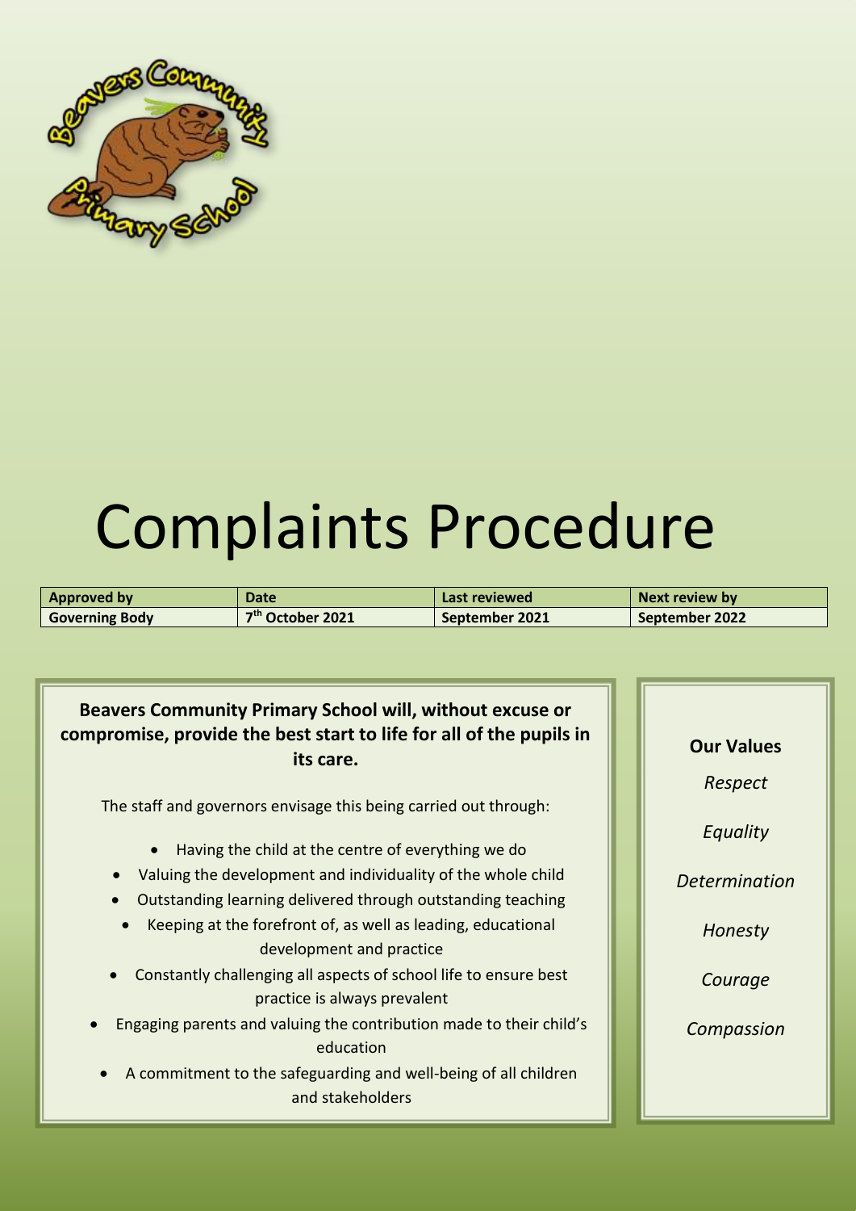# Complaints Procedure

| Approved by | Date | Last reviewed | Next review by |
|---|---|---|---|
| Governing Body | 7th October 2021 | September 2021 | September 2022 |

**Beavers Community Primary School will, without excuse or compromise, provide the best start to life for all of the pupils in its care.**

The staff and governors envisage this being carried out through:

- Having the child at the centre of everything we do
- Valuing the development and individuality of the whole child
- Outstanding learning delivered through outstanding teaching
- Keeping at the forefront of, as well as leading, educational development and practice
- Constantly challenging all aspects of school life to ensure best practice is always prevalent
- Engaging parents and valuing the contribution made to their child's education
- A commitment to the safeguarding and well-being of all children and stakeholders

**Our Values**

*Respect*

*Equality*

*Determination*

*Honesty*

*Courage*

*Compassion*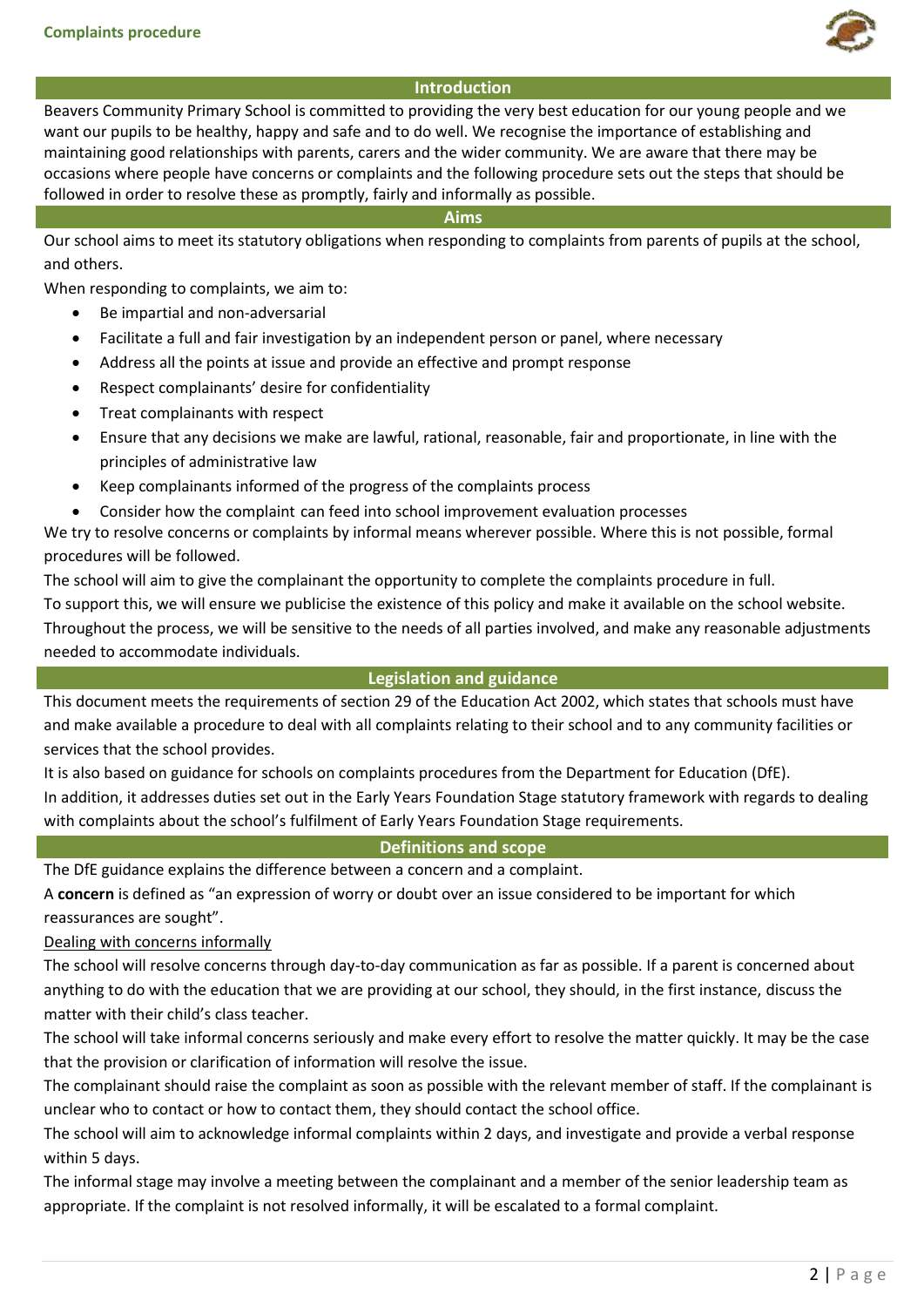## Introduction

Beavers Community Primary School is committed to providing the very best education for our young people and we want our pupils to be healthy, happy and safe and to do well. We recognise the importance of establishing and maintaining good relationships with parents, carers and the wider community. We are aware that there may be occasions where people have concerns or complaints and the following procedure sets out the steps that should be followed in order to resolve these as promptly, fairly and informally as possible.

## Aims

Our school aims to meet its statutory obligations when responding to complaints from parents of pupils at the school, and others.

When responding to complaints, we aim to:

- Be impartial and non-adversarial
- Facilitate a full and fair investigation by an independent person or panel, where necessary
- Address all the points at issue and provide an effective and prompt response
- Respect complainants' desire for confidentiality
- Treat complainants with respect
- Ensure that any decisions we make are lawful, rational, reasonable, fair and proportionate, in line with the principles of administrative law
- Keep complainants informed of the progress of the complaints process
- Consider how the complaint can feed into school improvement evaluation processes

We try to resolve concerns or complaints by informal means wherever possible. Where this is not possible, formal procedures will be followed.

The school will aim to give the complainant the opportunity to complete the complaints procedure in full.

To support this, we will ensure we publicise the existence of this policy and make it available on the school website.

Throughout the process, we will be sensitive to the needs of all parties involved, and make any reasonable adjustments needed to accommodate individuals.

## Legislation and guidance

This document meets the requirements of section 29 of the Education Act 2002, which states that schools must have and make available a procedure to deal with all complaints relating to their school and to any community facilities or services that the school provides.

It is also based on guidance for schools on complaints procedures from the Department for Education (DfE).

In addition, it addresses duties set out in the Early Years Foundation Stage statutory framework with regards to dealing with complaints about the school's fulfilment of Early Years Foundation Stage requirements.

## Definitions and scope

The DfE guidance explains the difference between a concern and a complaint.

A **concern** is defined as "an expression of worry or doubt over an issue considered to be important for which reassurances are sought".

Dealing with concerns informally

The school will resolve concerns through day-to-day communication as far as possible. If a parent is concerned about anything to do with the education that we are providing at our school, they should, in the first instance, discuss the matter with their child's class teacher.

The school will take informal concerns seriously and make every effort to resolve the matter quickly. It may be the case that the provision or clarification of information will resolve the issue.

The complainant should raise the complaint as soon as possible with the relevant member of staff. If the complainant is unclear who to contact or how to contact them, they should contact the school office.

The school will aim to acknowledge informal complaints within 2 days, and investigate and provide a verbal response within 5 days.

The informal stage may involve a meeting between the complainant and a member of the senior leadership team as appropriate. If the complaint is not resolved informally, it will be escalated to a formal complaint.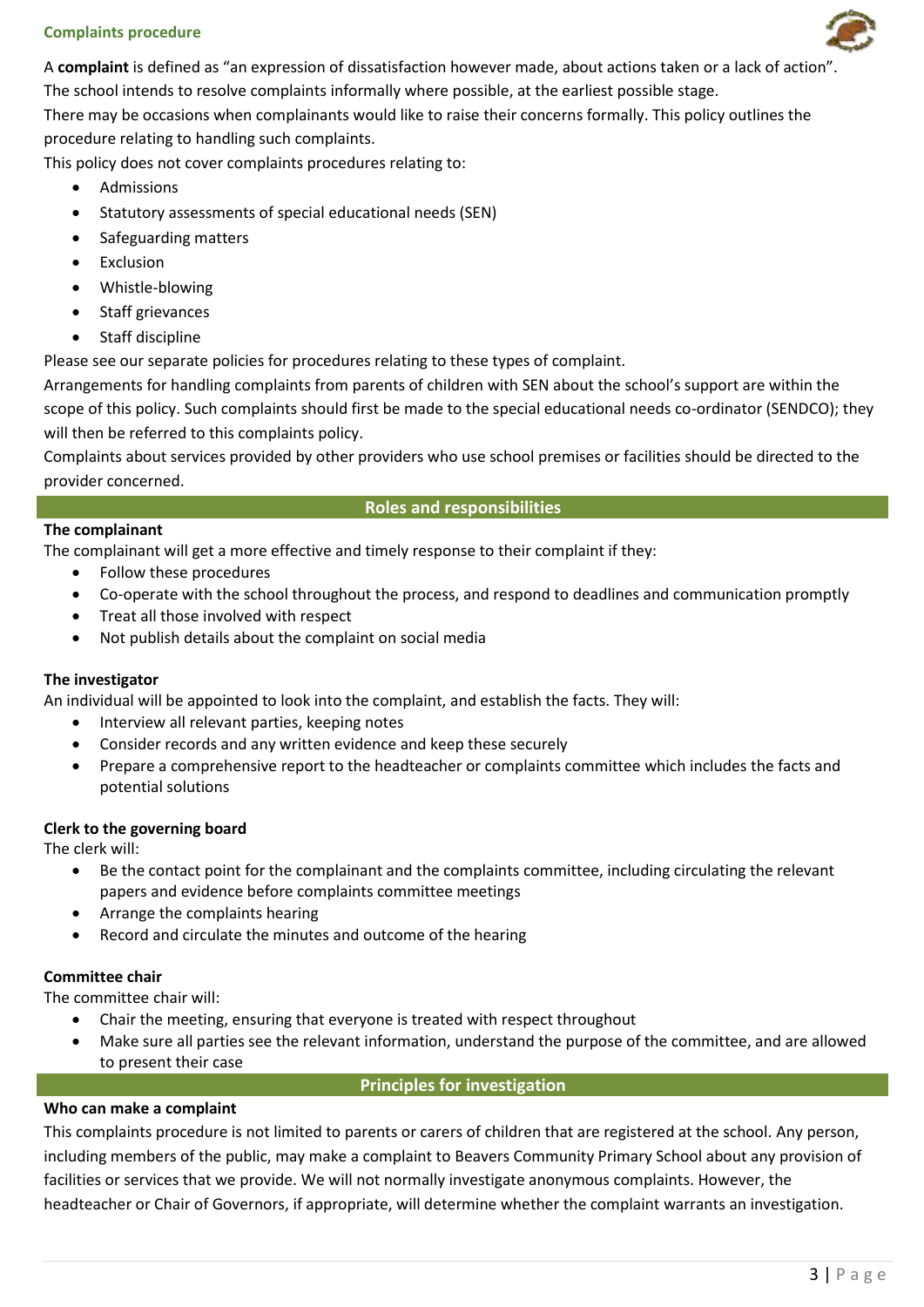## Complaints procedure

A **complaint** is defined as "an expression of dissatisfaction however made, about actions taken or a lack of action".

The school intends to resolve complaints informally where possible, at the earliest possible stage.

There may be occasions when complainants would like to raise their concerns formally. This policy outlines the procedure relating to handling such complaints.

This policy does not cover complaints procedures relating to:

- Admissions
- Statutory assessments of special educational needs (SEN)
- Safeguarding matters
- Exclusion
- Whistle-blowing
- Staff grievances
- Staff discipline

Please see our separate policies for procedures relating to these types of complaint.

Arrangements for handling complaints from parents of children with SEN about the school's support are within the scope of this policy. Such complaints should first be made to the special educational needs co-ordinator (SENDCO); they will then be referred to this complaints policy.

Complaints about services provided by other providers who use school premises or facilities should be directed to the provider concerned.

## Roles and responsibilities

**The complainant**

The complainant will get a more effective and timely response to their complaint if they:

- Follow these procedures
- Co-operate with the school throughout the process, and respond to deadlines and communication promptly
- Treat all those involved with respect
- Not publish details about the complaint on social media

**The investigator**

An individual will be appointed to look into the complaint, and establish the facts. They will:

- Interview all relevant parties, keeping notes
- Consider records and any written evidence and keep these securely
- Prepare a comprehensive report to the headteacher or complaints committee which includes the facts and potential solutions

**Clerk to the governing board**

The clerk will:

- Be the contact point for the complainant and the complaints committee, including circulating the relevant papers and evidence before complaints committee meetings
- Arrange the complaints hearing
- Record and circulate the minutes and outcome of the hearing

**Committee chair**

The committee chair will:

- Chair the meeting, ensuring that everyone is treated with respect throughout
- Make sure all parties see the relevant information, understand the purpose of the committee, and are allowed to present their case

## Principles for investigation

**Who can make a complaint**

This complaints procedure is not limited to parents or carers of children that are registered at the school. Any person, including members of the public, may make a complaint to Beavers Community Primary School about any provision of facilities or services that we provide. We will not normally investigate anonymous complaints. However, the headteacher or Chair of Governors, if appropriate, will determine whether the complaint warrants an investigation.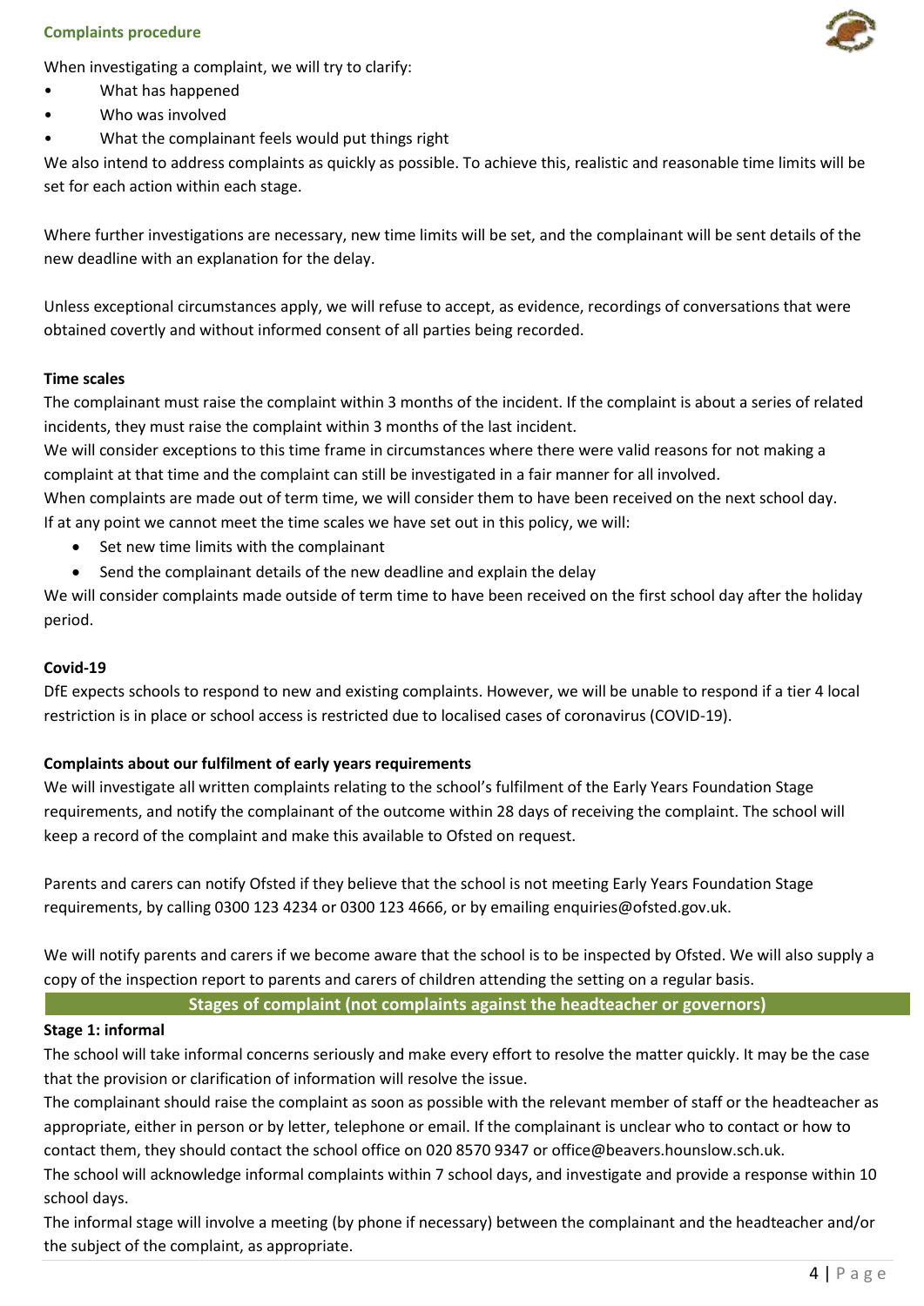## Complaints procedure

When investigating a complaint, we will try to clarify:

- What has happened
- Who was involved
- What the complainant feels would put things right

We also intend to address complaints as quickly as possible. To achieve this, realistic and reasonable time limits will be set for each action within each stage.

Where further investigations are necessary, new time limits will be set, and the complainant will be sent details of the new deadline with an explanation for the delay.

Unless exceptional circumstances apply, we will refuse to accept, as evidence, recordings of conversations that were obtained covertly and without informed consent of all parties being recorded.

### Time scales

The complainant must raise the complaint within 3 months of the incident. If the complaint is about a series of related incidents, they must raise the complaint within 3 months of the last incident.

We will consider exceptions to this time frame in circumstances where there were valid reasons for not making a complaint at that time and the complaint can still be investigated in a fair manner for all involved.

When complaints are made out of term time, we will consider them to have been received on the next school day.

If at any point we cannot meet the time scales we have set out in this policy, we will:

- Set new time limits with the complainant
- Send the complainant details of the new deadline and explain the delay

We will consider complaints made outside of term time to have been received on the first school day after the holiday period.

### Covid-19

DfE expects schools to respond to new and existing complaints. However, we will be unable to respond if a tier 4 local restriction is in place or school access is restricted due to localised cases of coronavirus (COVID-19).

### Complaints about our fulfilment of early years requirements

We will investigate all written complaints relating to the school's fulfilment of the Early Years Foundation Stage requirements, and notify the complainant of the outcome within 28 days of receiving the complaint. The school will keep a record of the complaint and make this available to Ofsted on request.

Parents and carers can notify Ofsted if they believe that the school is not meeting Early Years Foundation Stage requirements, by calling 0300 123 4234 or 0300 123 4666, or by emailing enquiries@ofsted.gov.uk.

We will notify parents and carers if we become aware that the school is to be inspected by Ofsted. We will also supply a copy of the inspection report to parents and carers of children attending the setting on a regular basis.

## Stages of complaint (not complaints against the headteacher or governors)

### Stage 1: informal

The school will take informal concerns seriously and make every effort to resolve the matter quickly. It may be the case that the provision or clarification of information will resolve the issue.

The complainant should raise the complaint as soon as possible with the relevant member of staff or the headteacher as appropriate, either in person or by letter, telephone or email. If the complainant is unclear who to contact or how to contact them, they should contact the school office on 020 8570 9347 or office@beavers.hounslow.sch.uk.

The school will acknowledge informal complaints within 7 school days, and investigate and provide a response within 10 school days.

The informal stage will involve a meeting (by phone if necessary) between the complainant and the headteacher and/or the subject of the complaint, as appropriate.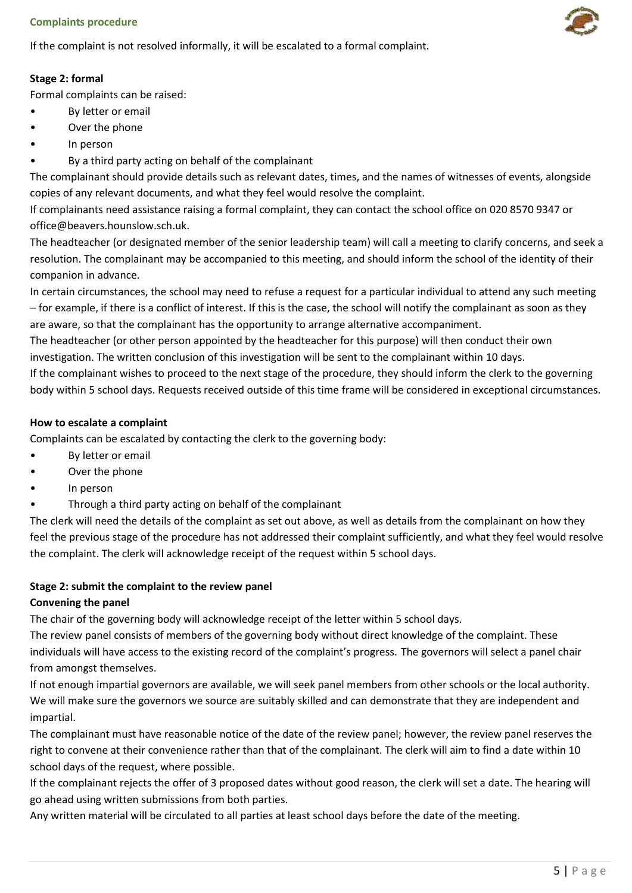If the complaint is not resolved informally, it will be escalated to a formal complaint.

**Stage 2: formal**

Formal complaints can be raised:

- By letter or email
- Over the phone
- In person
- By a third party acting on behalf of the complainant

The complainant should provide details such as relevant dates, times, and the names of witnesses of events, alongside copies of any relevant documents, and what they feel would resolve the complaint.

If complainants need assistance raising a formal complaint, they can contact the school office on 020 8570 9347 or office@beavers.hounslow.sch.uk.

The headteacher (or designated member of the senior leadership team) will call a meeting to clarify concerns, and seek a resolution. The complainant may be accompanied to this meeting, and should inform the school of the identity of their companion in advance.

In certain circumstances, the school may need to refuse a request for a particular individual to attend any such meeting – for example, if there is a conflict of interest. If this is the case, the school will notify the complainant as soon as they are aware, so that the complainant has the opportunity to arrange alternative accompaniment.

The headteacher (or other person appointed by the headteacher for this purpose) will then conduct their own investigation. The written conclusion of this investigation will be sent to the complainant within 10 days.

If the complainant wishes to proceed to the next stage of the procedure, they should inform the clerk to the governing body within 5 school days. Requests received outside of this time frame will be considered in exceptional circumstances.

**How to escalate a complaint**

Complaints can be escalated by contacting the clerk to the governing body:

- By letter or email
- Over the phone
- In person
- Through a third party acting on behalf of the complainant

The clerk will need the details of the complaint as set out above, as well as details from the complainant on how they feel the previous stage of the procedure has not addressed their complaint sufficiently, and what they feel would resolve the complaint. The clerk will acknowledge receipt of the request within 5 school days.

**Stage 2: submit the complaint to the review panel**

**Convening the panel**

The chair of the governing body will acknowledge receipt of the letter within 5 school days.

The review panel consists of members of the governing body without direct knowledge of the complaint. These individuals will have access to the existing record of the complaint's progress. The governors will select a panel chair from amongst themselves.

If not enough impartial governors are available, we will seek panel members from other schools or the local authority. We will make sure the governors we source are suitably skilled and can demonstrate that they are independent and impartial.

The complainant must have reasonable notice of the date of the review panel; however, the review panel reserves the right to convene at their convenience rather than that of the complainant. The clerk will aim to find a date within 10 school days of the request, where possible.

If the complainant rejects the offer of 3 proposed dates without good reason, the clerk will set a date. The hearing will go ahead using written submissions from both parties.

Any written material will be circulated to all parties at least school days before the date of the meeting.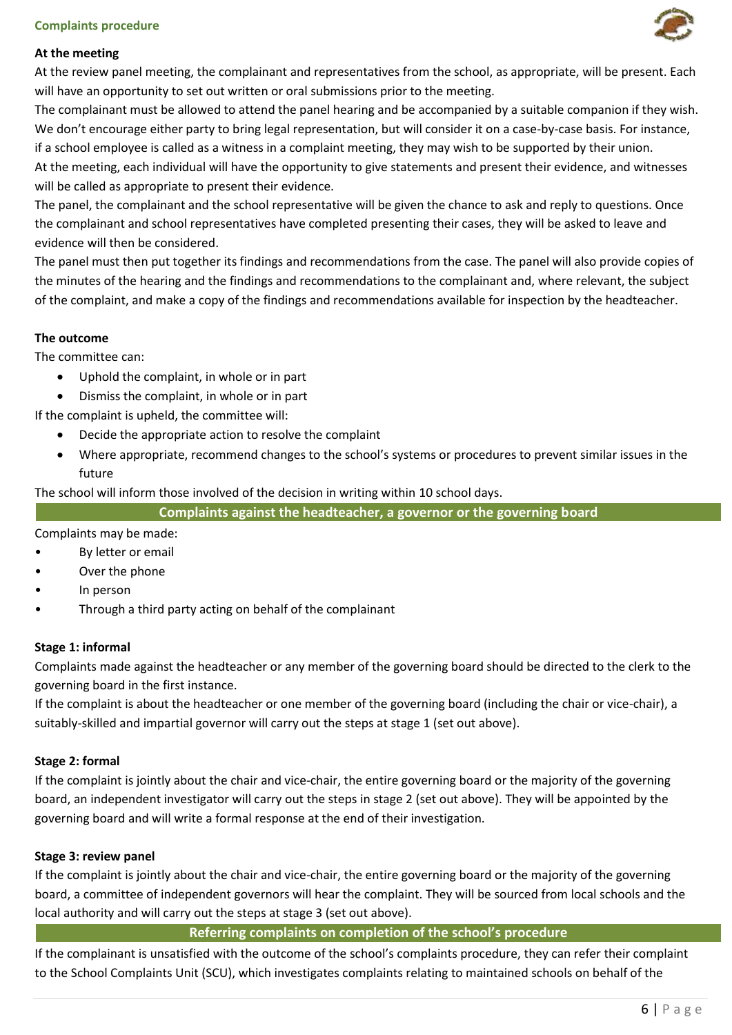### At the meeting

At the review panel meeting, the complainant and representatives from the school, as appropriate, will be present. Each will have an opportunity to set out written or oral submissions prior to the meeting.

The complainant must be allowed to attend the panel hearing and be accompanied by a suitable companion if they wish. We don't encourage either party to bring legal representation, but will consider it on a case-by-case basis. For instance, if a school employee is called as a witness in a complaint meeting, they may wish to be supported by their union.

At the meeting, each individual will have the opportunity to give statements and present their evidence, and witnesses will be called as appropriate to present their evidence.

The panel, the complainant and the school representative will be given the chance to ask and reply to questions. Once the complainant and school representatives have completed presenting their cases, they will be asked to leave and evidence will then be considered.

The panel must then put together its findings and recommendations from the case. The panel will also provide copies of the minutes of the hearing and the findings and recommendations to the complainant and, where relevant, the subject of the complaint, and make a copy of the findings and recommendations available for inspection by the headteacher.

### The outcome

The committee can:

- Uphold the complaint, in whole or in part
- Dismiss the complaint, in whole or in part

If the complaint is upheld, the committee will:

- Decide the appropriate action to resolve the complaint
- Where appropriate, recommend changes to the school's systems or procedures to prevent similar issues in the future

The school will inform those involved of the decision in writing within 10 school days.

## Complaints against the headteacher, a governor or the governing board

Complaints may be made:

- By letter or email
- Over the phone
- In person
- Through a third party acting on behalf of the complainant

### Stage 1: informal

Complaints made against the headteacher or any member of the governing board should be directed to the clerk to the governing board in the first instance.

If the complaint is about the headteacher or one member of the governing board (including the chair or vice-chair), a suitably-skilled and impartial governor will carry out the steps at stage 1 (set out above).

### Stage 2: formal

If the complaint is jointly about the chair and vice-chair, the entire governing board or the majority of the governing board, an independent investigator will carry out the steps in stage 2 (set out above). They will be appointed by the governing board and will write a formal response at the end of their investigation.

### Stage 3: review panel

If the complaint is jointly about the chair and vice-chair, the entire governing board or the majority of the governing board, a committee of independent governors will hear the complaint. They will be sourced from local schools and the local authority and will carry out the steps at stage 3 (set out above).

## Referring complaints on completion of the school's procedure

If the complainant is unsatisfied with the outcome of the school's complaints procedure, they can refer their complaint to the School Complaints Unit (SCU), which investigates complaints relating to maintained schools on behalf of the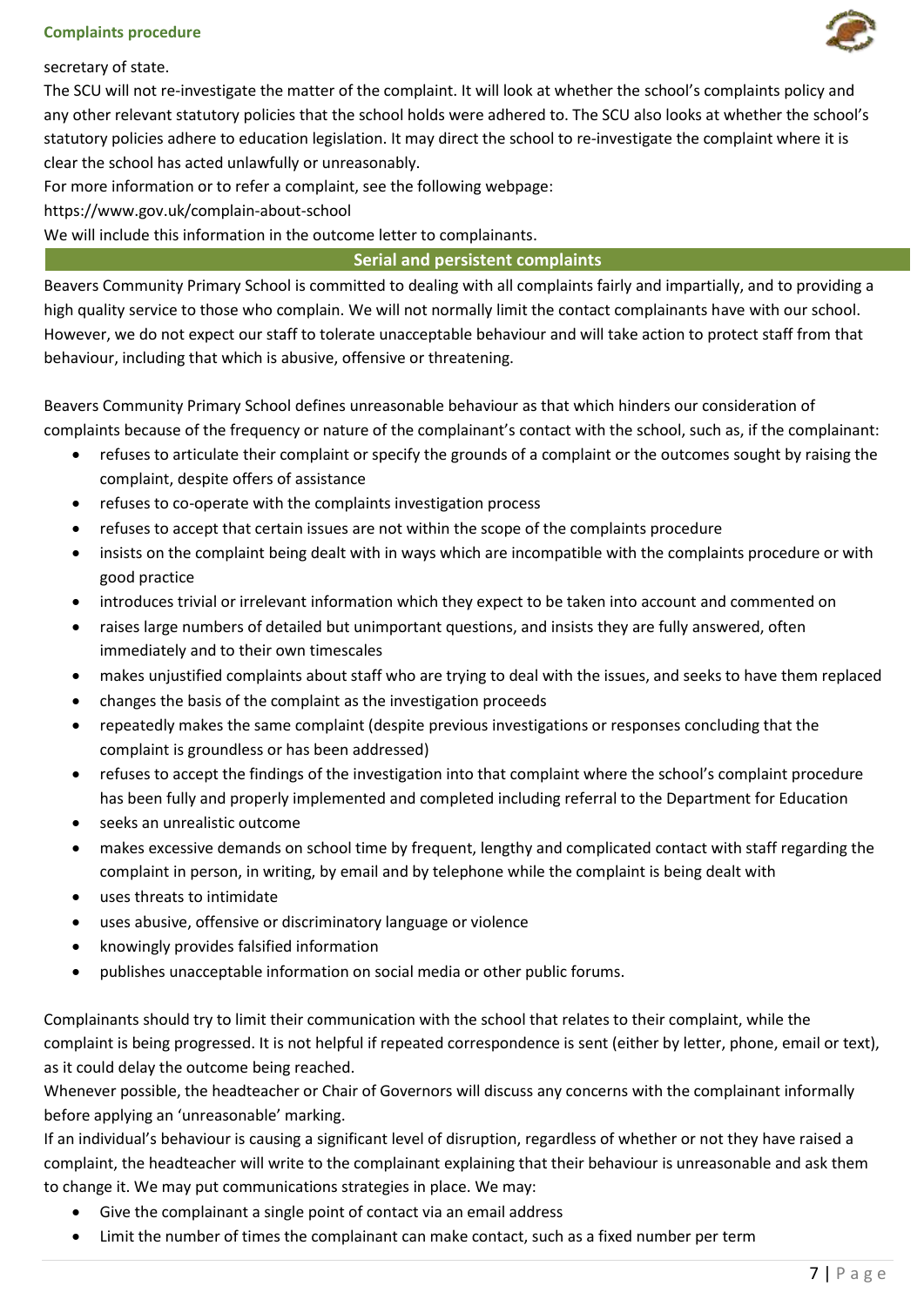secretary of state.

The SCU will not re-investigate the matter of the complaint. It will look at whether the school's complaints policy and any other relevant statutory policies that the school holds were adhered to. The SCU also looks at whether the school's statutory policies adhere to education legislation. It may direct the school to re-investigate the complaint where it is clear the school has acted unlawfully or unreasonably.

For more information or to refer a complaint, see the following webpage:

https://www.gov.uk/complain-about-school

We will include this information in the outcome letter to complainants.

## Serial and persistent complaints

Beavers Community Primary School is committed to dealing with all complaints fairly and impartially, and to providing a high quality service to those who complain. We will not normally limit the contact complainants have with our school. However, we do not expect our staff to tolerate unacceptable behaviour and will take action to protect staff from that behaviour, including that which is abusive, offensive or threatening.

Beavers Community Primary School defines unreasonable behaviour as that which hinders our consideration of complaints because of the frequency or nature of the complainant's contact with the school, such as, if the complainant:

- refuses to articulate their complaint or specify the grounds of a complaint or the outcomes sought by raising the complaint, despite offers of assistance
- refuses to co-operate with the complaints investigation process
- refuses to accept that certain issues are not within the scope of the complaints procedure
- insists on the complaint being dealt with in ways which are incompatible with the complaints procedure or with good practice
- introduces trivial or irrelevant information which they expect to be taken into account and commented on
- raises large numbers of detailed but unimportant questions, and insists they are fully answered, often immediately and to their own timescales
- makes unjustified complaints about staff who are trying to deal with the issues, and seeks to have them replaced
- changes the basis of the complaint as the investigation proceeds
- repeatedly makes the same complaint (despite previous investigations or responses concluding that the complaint is groundless or has been addressed)
- refuses to accept the findings of the investigation into that complaint where the school's complaint procedure has been fully and properly implemented and completed including referral to the Department for Education
- seeks an unrealistic outcome
- makes excessive demands on school time by frequent, lengthy and complicated contact with staff regarding the complaint in person, in writing, by email and by telephone while the complaint is being dealt with
- uses threats to intimidate
- uses abusive, offensive or discriminatory language or violence
- knowingly provides falsified information
- publishes unacceptable information on social media or other public forums.

Complainants should try to limit their communication with the school that relates to their complaint, while the complaint is being progressed. It is not helpful if repeated correspondence is sent (either by letter, phone, email or text), as it could delay the outcome being reached.

Whenever possible, the headteacher or Chair of Governors will discuss any concerns with the complainant informally before applying an 'unreasonable' marking.

If an individual's behaviour is causing a significant level of disruption, regardless of whether or not they have raised a complaint, the headteacher will write to the complainant explaining that their behaviour is unreasonable and ask them to change it. We may put communications strategies in place. We may:

- Give the complainant a single point of contact via an email address
- Limit the number of times the complainant can make contact, such as a fixed number per term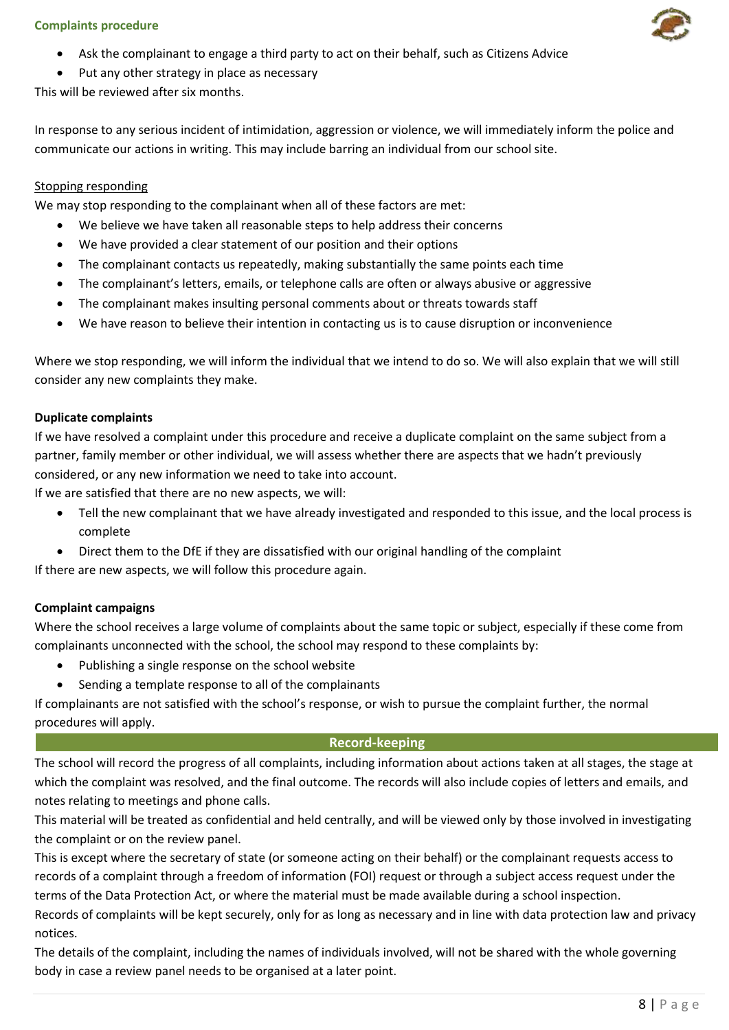- Ask the complainant to engage a third party to act on their behalf, such as Citizens Advice
- Put any other strategy in place as necessary

This will be reviewed after six months.

In response to any serious incident of intimidation, aggression or violence, we will immediately inform the police and communicate our actions in writing. This may include barring an individual from our school site.

Stopping responding

We may stop responding to the complainant when all of these factors are met:

- We believe we have taken all reasonable steps to help address their concerns
- We have provided a clear statement of our position and their options
- The complainant contacts us repeatedly, making substantially the same points each time
- The complainant's letters, emails, or telephone calls are often or always abusive or aggressive
- The complainant makes insulting personal comments about or threats towards staff
- We have reason to believe their intention in contacting us is to cause disruption or inconvenience

Where we stop responding, we will inform the individual that we intend to do so. We will also explain that we will still consider any new complaints they make.

**Duplicate complaints**

If we have resolved a complaint under this procedure and receive a duplicate complaint on the same subject from a partner, family member or other individual, we will assess whether there are aspects that we hadn't previously considered, or any new information we need to take into account.

If we are satisfied that there are no new aspects, we will:

- Tell the new complainant that we have already investigated and responded to this issue, and the local process is complete
- Direct them to the DfE if they are dissatisfied with our original handling of the complaint

If there are new aspects, we will follow this procedure again.

**Complaint campaigns**

Where the school receives a large volume of complaints about the same topic or subject, especially if these come from complainants unconnected with the school, the school may respond to these complaints by:

- Publishing a single response on the school website
- Sending a template response to all of the complainants

If complainants are not satisfied with the school's response, or wish to pursue the complaint further, the normal procedures will apply.

## Record-keeping

The school will record the progress of all complaints, including information about actions taken at all stages, the stage at which the complaint was resolved, and the final outcome. The records will also include copies of letters and emails, and notes relating to meetings and phone calls.

This material will be treated as confidential and held centrally, and will be viewed only by those involved in investigating the complaint or on the review panel.

This is except where the secretary of state (or someone acting on their behalf) or the complainant requests access to records of a complaint through a freedom of information (FOI) request or through a subject access request under the terms of the Data Protection Act, or where the material must be made available during a school inspection.

Records of complaints will be kept securely, only for as long as necessary and in line with data protection law and privacy notices.

The details of the complaint, including the names of individuals involved, will not be shared with the whole governing body in case a review panel needs to be organised at a later point.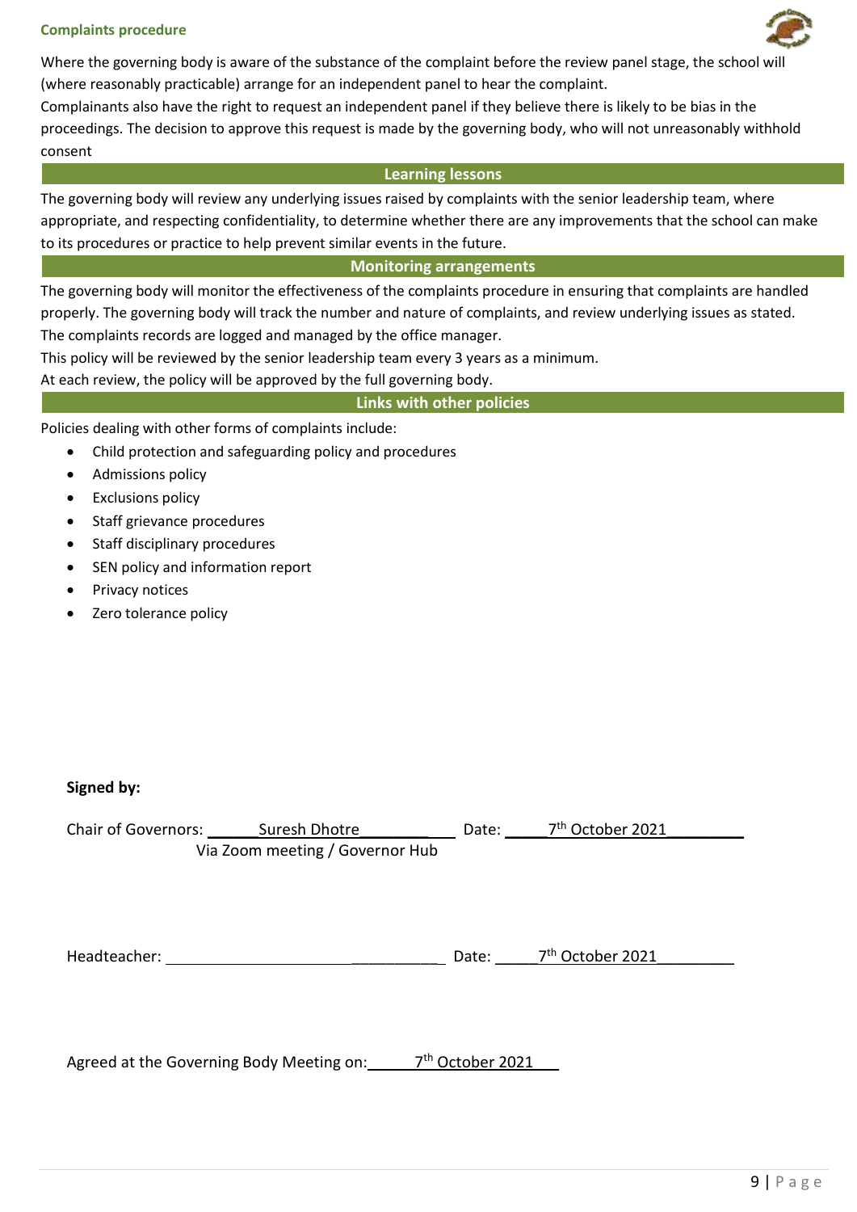Where the governing body is aware of the substance of the complaint before the review panel stage, the school will (where reasonably practicable) arrange for an independent panel to hear the complaint.

Complainants also have the right to request an independent panel if they believe there is likely to be bias in the proceedings. The decision to approve this request is made by the governing body, who will not unreasonably withhold consent

## Learning lessons

The governing body will review any underlying issues raised by complaints with the senior leadership team, where appropriate, and respecting confidentiality, to determine whether there are any improvements that the school can make to its procedures or practice to help prevent similar events in the future.

## Monitoring arrangements

The governing body will monitor the effectiveness of the complaints procedure in ensuring that complaints are handled properly. The governing body will track the number and nature of complaints, and review underlying issues as stated.

The complaints records are logged and managed by the office manager.

This policy will be reviewed by the senior leadership team every 3 years as a minimum.

At each review, the policy will be approved by the full governing body.

## Links with other policies

Policies dealing with other forms of complaints include:

- Child protection and safeguarding policy and procedures
- Admissions policy
- Exclusions policy
- Staff grievance procedures
- Staff disciplinary procedures
- SEN policy and information report
- Privacy notices
- Zero tolerance policy

**Signed by:**

Chair of Governors: Suresh Dhotre Date: 7th October 2021
Via Zoom meeting / Governor Hub

Headteacher: ______________________ Date: 7th October 2021

Agreed at the Governing Body Meeting on: 7th October 2021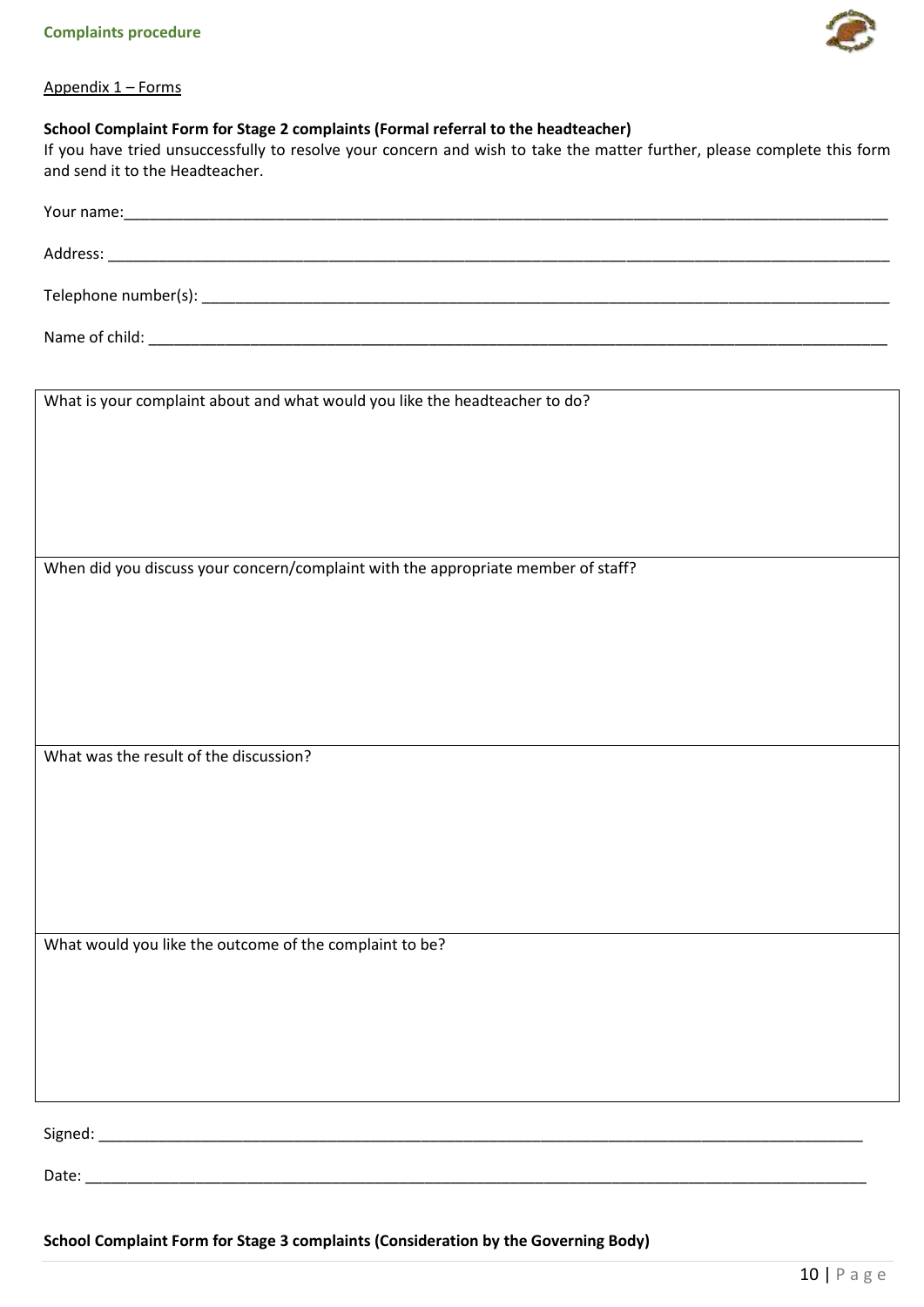Appendix 1 – Forms

**School Complaint Form for Stage 2 complaints (Formal referral to the headteacher)**

If you have tried unsuccessfully to resolve your concern and wish to take the matter further, please complete this form and send it to the Headteacher.

Your name:\_\_\_\_\_\_\_\_\_\_\_\_\_\_\_\_\_\_\_\_\_\_\_\_\_\_\_\_\_\_\_\_\_\_\_\_\_\_\_\_\_\_\_\_\_\_\_\_

Address: \_\_\_\_\_\_\_\_\_\_\_\_\_\_\_\_\_\_\_\_\_\_\_\_\_\_\_\_\_\_\_\_\_\_\_\_\_\_\_\_\_\_\_\_\_\_\_\_

Telephone number(s): \_\_\_\_\_\_\_\_\_\_\_\_\_\_\_\_\_\_\_\_\_\_\_\_\_\_\_\_\_\_\_\_\_\_\_\_\_\_\_\_

Name of child: \_\_\_\_\_\_\_\_\_\_\_\_\_\_\_\_\_\_\_\_\_\_\_\_\_\_\_\_\_\_\_\_\_\_\_\_\_\_\_\_\_\_\_\_

| What is your complaint about and what would you like the headteacher to do? |
|---|
| |
| When did you discuss your concern/complaint with the appropriate member of staff? |
| |
| What was the result of the discussion? |
| |
| What would you like the outcome of the complaint to be? |
| |

Signed: \_\_\_\_\_\_\_\_\_\_\_\_\_\_\_\_\_\_\_\_\_\_\_\_\_\_\_\_\_\_\_\_\_\_\_\_\_\_\_\_\_\_\_\_\_\_\_\_

Date: \_\_\_\_\_\_\_\_\_\_\_\_\_\_\_\_\_\_\_\_\_\_\_\_\_\_\_\_\_\_\_\_\_\_\_\_\_\_\_\_\_\_\_\_\_\_\_\_\_\_

**School Complaint Form for Stage 3 complaints (Consideration by the Governing Body)**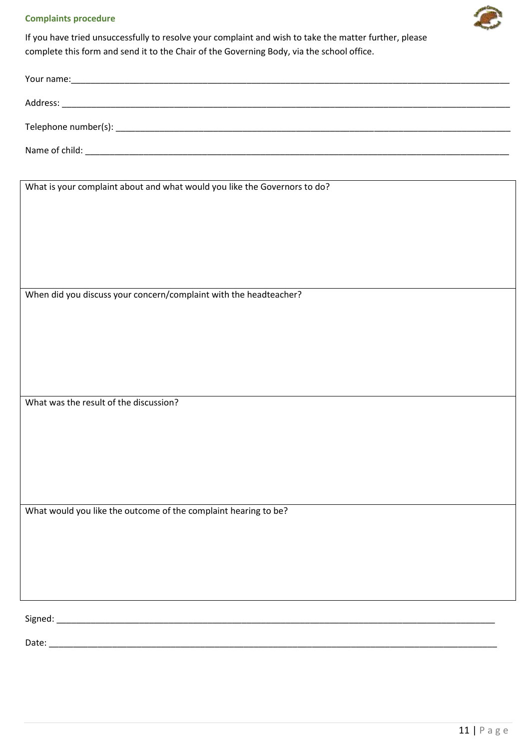### Complaints procedure

If you have tried unsuccessfully to resolve your complaint and wish to take the matter further, please complete this form and send it to the Chair of the Governing Body, via the school office.

Your name:_______________________________________________________________________________

Address: _________________________________________________________________________________

Telephone number(s): _____________________________________________________________________

Name of child: ____________________________________________________________________________

| What is your complaint about and what would you like the Governors to do? |
|---|
| When did you discuss your concern/complaint with the headteacher? |
| What was the result of the discussion? |
| What would you like the outcome of the complaint hearing to be? |

Signed: _________________________________________________________________________________

Date: ___________________________________________________________________________________